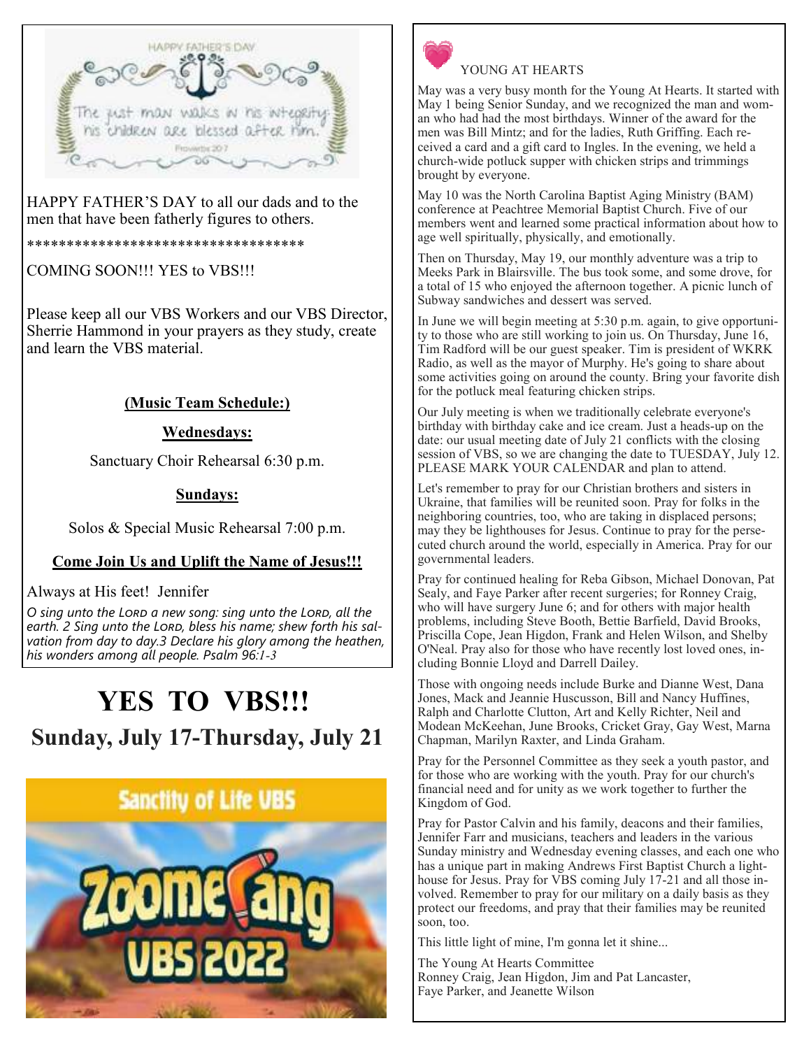HAPPY FATHER'S DAY

The just man walks in his integrity: his children are blessed after him.

Proverbs 20:7

HAPPY FATHER'S DAY to all our dads and to the men that have been fatherly figures to others.

***********************************

COMING SOON!!! YES to VBS!!!

Please keep all our VBS Workers and our VBS Director, Sherrie Hammond in your prayers as they study, create and learn the VBS material.

**(Music Team Schedule:)**

**Wednesdays:**

Sanctuary Choir Rehearsal 6:30 p.m.

**Sundays:**

Solos & Special Music Rehearsal 7:00 p.m.

**Come Join Us and Uplift the Name of Jesus!!!**

Always at His feet! Jennifer

*O sing unto the LORD a new song: sing unto the LORD, all the earth. 2 Sing unto the LORD, bless his name; shew forth his salvation from day to day.3 Declare his glory among the heathen, his wonders among all people. Psalm 96:1-3*

# YES TO VBS!!!

## Sunday, July 17-Thursday, July 21

Sanctity of Life VBS

Zoomerang VBS 2022

YOUNG AT HEARTS

May was a very busy month for the Young At Hearts. It started with May 1 being Senior Sunday, and we recognized the man and woman who had had the most birthdays. Winner of the award for the men was Bill Mintz; and for the ladies, Ruth Griffing. Each received a card and a gift card to Ingles. In the evening, we held a church-wide potluck supper with chicken strips and trimmings brought by everyone.

May 10 was the North Carolina Baptist Aging Ministry (BAM) conference at Peachtree Memorial Baptist Church. Five of our members went and learned some practical information about how to age well spiritually, physically, and emotionally.

Then on Thursday, May 19, our monthly adventure was a trip to Meeks Park in Blairsville. The bus took some, and some drove, for a total of 15 who enjoyed the afternoon together. A picnic lunch of Subway sandwiches and dessert was served.

In June we will begin meeting at 5:30 p.m. again, to give opportunity to those who are still working to join us. On Thursday, June 16, Tim Radford will be our guest speaker. Tim is president of WKRK Radio, as well as the mayor of Murphy. He's going to share about some activities going on around the county. Bring your favorite dish for the potluck meal featuring chicken strips.

Our July meeting is when we traditionally celebrate everyone's birthday with birthday cake and ice cream. Just a heads-up on the date: our usual meeting date of July 21 conflicts with the closing session of VBS, so we are changing the date to TUESDAY, July 12. PLEASE MARK YOUR CALENDAR and plan to attend.

Let's remember to pray for our Christian brothers and sisters in Ukraine, that families will be reunited soon. Pray for folks in the neighboring countries, too, who are taking in displaced persons; may they be lighthouses for Jesus. Continue to pray for the persecuted church around the world, especially in America. Pray for our governmental leaders.

Pray for continued healing for Reba Gibson, Michael Donovan, Pat Sealy, and Faye Parker after recent surgeries; for Ronney Craig, who will have surgery June 6; and for others with major health problems, including Steve Booth, Bettie Barfield, David Brooks, Priscilla Cope, Jean Higdon, Frank and Helen Wilson, and Shelby O'Neal. Pray also for those who have recently lost loved ones, including Bonnie Lloyd and Darrell Dailey.

Those with ongoing needs include Burke and Dianne West, Dana Jones, Mack and Jeannie Huscusson, Bill and Nancy Huffines, Ralph and Charlotte Clutton, Art and Kelly Richter, Neil and Modean McKeehan, June Brooks, Cricket Gray, Gay West, Marna Chapman, Marilyn Raxter, and Linda Graham.

Pray for the Personnel Committee as they seek a youth pastor, and for those who are working with the youth. Pray for our church's financial need and for unity as we work together to further the Kingdom of God.

Pray for Pastor Calvin and his family, deacons and their families, Jennifer Farr and musicians, teachers and leaders in the various Sunday ministry and Wednesday evening classes, and each one who has a unique part in making Andrews First Baptist Church a lighthouse for Jesus. Pray for VBS coming July 17-21 and all those involved. Remember to pray for our military on a daily basis as they protect our freedoms, and pray that their families may be reunited soon, too.

This little light of mine, I'm gonna let it shine...

The Young At Hearts Committee
Ronney Craig, Jean Higdon, Jim and Pat Lancaster,
Faye Parker, and Jeanette Wilson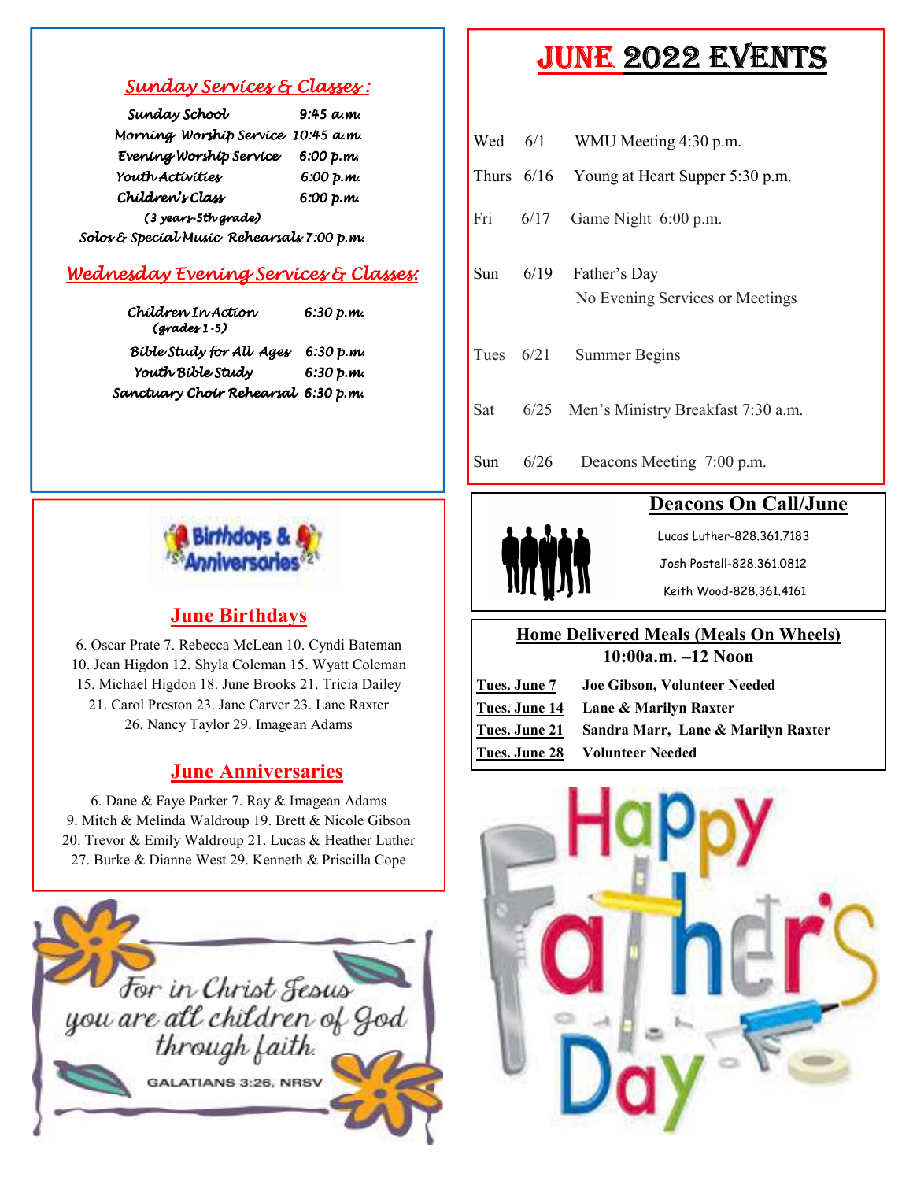## Sunday Services & Classes :

| | |
|---|---|
| Sunday School | 9:45 a.m. |
| Morning Worship Service | 10:45 a.m. |
| Evening Worship Service | 6:00 p.m. |
| Youth Activities | 6:00 p.m. |
| Children's Class (3 years-5th grade) | 6:00 p.m. |
| Solos & Special Music Rehearsals | 7:00 p.m. |

## Wednesday Evening Services & Classes:

| | |
|---|---|
| Children In Action (grades 1-5) | 6:30 p.m. |
| Bible Study for All Ages | 6:30 p.m. |
| Youth Bible Study | 6:30 p.m. |
| Sanctuary Choir Rehearsal | 6:30 p.m. |

# JUNE 2022 EVENTS

| | | |
|---|---|---|
| Wed | 6/1 | WMU Meeting 4:30 p.m. |
| Thurs | 6/16 | Young at Heart Supper 5:30 p.m. |
| Fri | 6/17 | Game Night 6:00 p.m. |
| Sun | 6/19 | Father's Day<br>No Evening Services or Meetings |
| Tues | 6/21 | Summer Begins |
| Sat | 6/25 | Men's Ministry Breakfast 7:30 a.m. |
| Sun | 6/26 | Deacons Meeting 7:00 p.m. |

## Birthdays & Anniversaries

## June Birthdays

6. Oscar Prate 7. Rebecca McLean 10. Cyndi Bateman 10. Jean Higdon 12. Shyla Coleman 15. Wyatt Coleman 15. Michael Higdon 18. June Brooks 21. Tricia Dailey 21. Carol Preston 23. Jane Carver 23. Lane Raxter 26. Nancy Taylor 29. Imagean Adams

## June Anniversaries

6. Dane & Faye Parker 7. Ray & Imagean Adams 9. Mitch & Melinda Waldroup 19. Brett & Nicole Gibson 20. Trevor & Emily Waldroup 21. Lucas & Heather Luther 27. Burke & Dianne West 29. Kenneth & Priscilla Cope

## Deacons On Call/June

Lucas Luther-828.361.7183

Josh Postell-828.361.0812

Keith Wood-828.361.4161

## Home Delivered Meals (Meals On Wheels)

**10:00a.m. –12 Noon**

| | |
|---|---|
| **Tues. June 7** | **Joe Gibson, Volunteer Needed** |
| **Tues. June 14** | **Lane & Marilyn Raxter** |
| **Tues. June 21** | **Sandra Marr, Lane & Marilyn Raxter** |
| **Tues. June 28** | **Volunteer Needed** |

*For in Christ Jesus you are all children of God through faith.*

GALATIANS 3:26, NRSV

Happy Father's Day